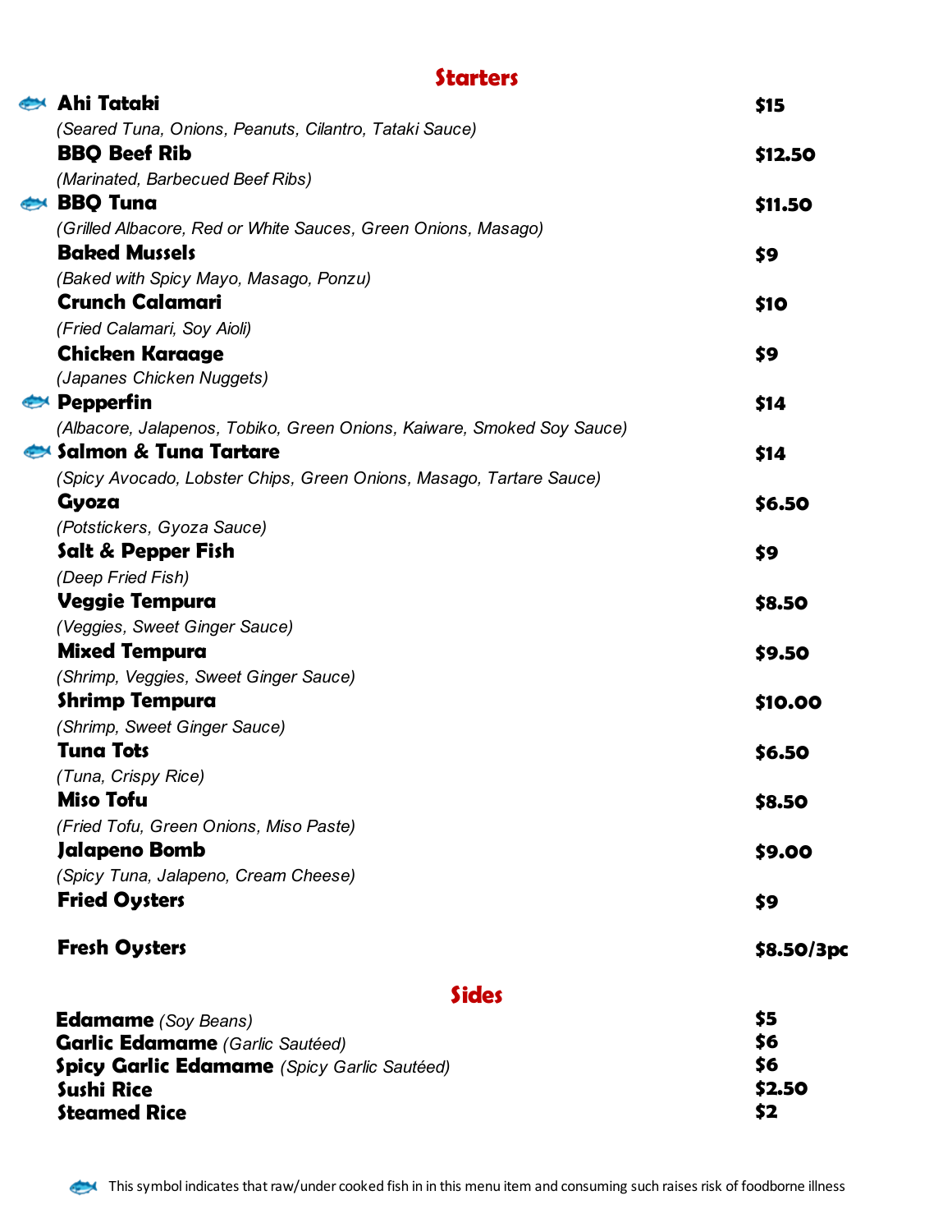## Starters

| Item | Price |
| --- | --- |
| 🐟 **Ahi Tataki** *(Seared Tuna, Onions, Peanuts, Cilantro, Tataki Sauce)* | **$15** |
| **BBQ Beef Rib** *(Marinated, Barbecued Beef Ribs)* | **$12.50** |
| 🐟 **BBQ Tuna** *(Grilled Albacore, Red or White Sauces, Green Onions, Masago)* | **$11.50** |
| **Baked Mussels** *(Baked with Spicy Mayo, Masago, Ponzu)* | **$9** |
| **Crunch Calamari** *(Fried Calamari, Soy Aioli)* | **$10** |
| **Chicken Karaage** *(Japanes Chicken Nuggets)* | **$9** |
| 🐟 **Pepperfin** *(Albacore, Jalapenos, Tobiko, Green Onions, Kaiware, Smoked Soy Sauce)* | **$14** |
| 🐟 **Salmon & Tuna Tartare** *(Spicy Avocado, Lobster Chips, Green Onions, Masago, Tartare Sauce)* | **$14** |
| **Gyoza** *(Potstickers, Gyoza Sauce)* | **$6.50** |
| **Salt & Pepper Fish** *(Deep Fried Fish)* | **$9** |
| **Veggie Tempura** *(Veggies, Sweet Ginger Sauce)* | **$8.50** |
| **Mixed Tempura** *(Shrimp, Veggies, Sweet Ginger Sauce)* | **$9.50** |
| **Shrimp Tempura** *(Shrimp, Sweet Ginger Sauce)* | **$10.00** |
| **Tuna Tots** *(Tuna, Crispy Rice)* | **$6.50** |
| **Miso Tofu** *(Fried Tofu, Green Onions, Miso Paste)* | **$8.50** |
| **Jalapeno Bomb** *(Spicy Tuna, Jalapeno, Cream Cheese)* | **$9.00** |
| **Fried Oysters** | **$9** |
| **Fresh Oysters** | **$8.50/3pc** |

## Sides

| Item | Price |
| --- | --- |
| **Edamame** *(Soy Beans)* | **$5** |
| **Garlic Edamame** *(Garlic Sautéed)* | **$6** |
| **Spicy Garlic Edamame** *(Spicy Garlic Sautéed)* | **$6** |
| **Sushi Rice** | **$2.50** |
| **Steamed Rice** | **$2** |

🐟 This symbol indicates that raw/under cooked fish in in this menu item and consuming such raises risk of foodborne illness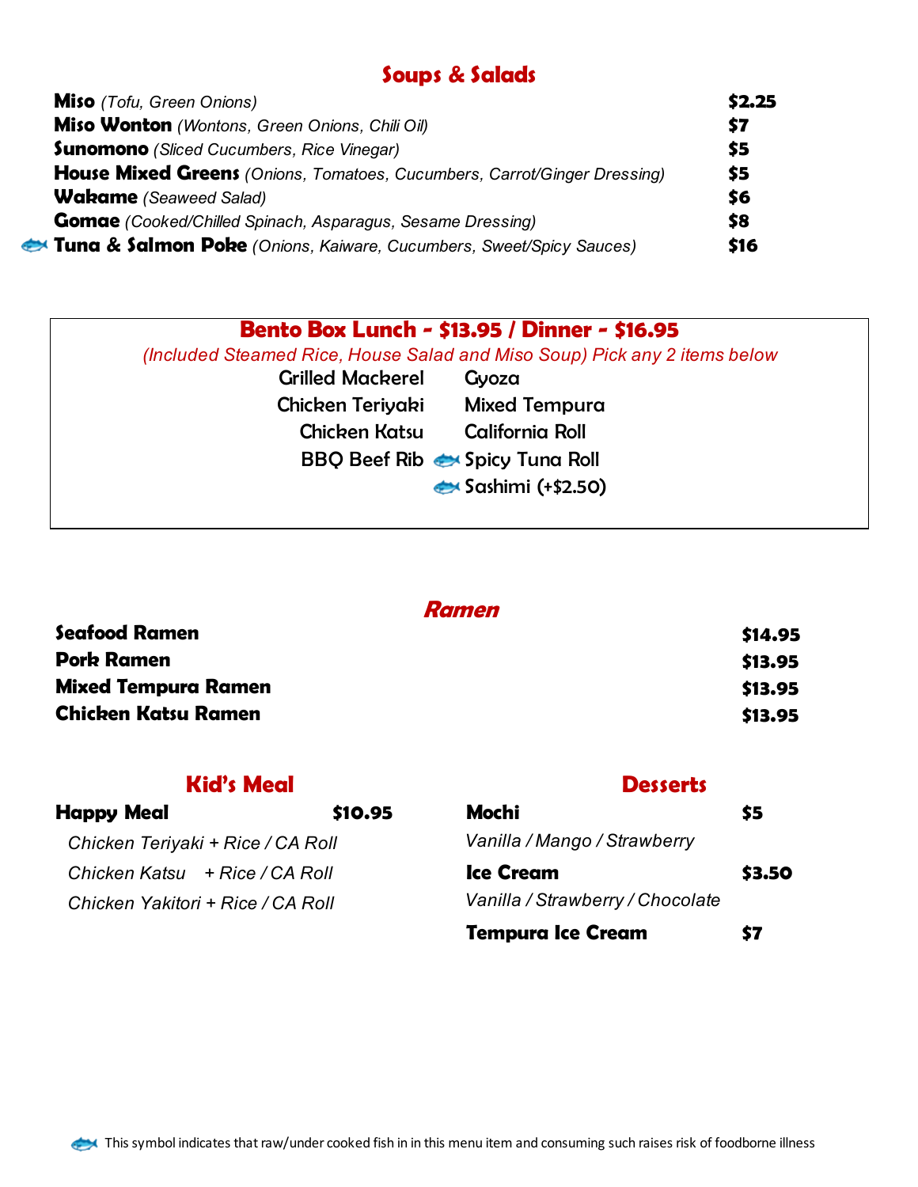## Soups & Salads

| Item | Price |
|---|---|
| **Miso** *(Tofu, Green Onions)* | $2.25 |
| **Miso Wonton** *(Wontons, Green Onions, Chili Oil)* | $7 |
| **Sunomono** *(Sliced Cucumbers, Rice Vinegar)* | $5 |
| **House Mixed Greens** *(Onions, Tomatoes, Cucumbers, Carrot/Ginger Dressing)* | $5 |
| **Wakame** *(Seaweed Salad)* | $6 |
| **Gomae** *(Cooked/Chilled Spinach, Asparagus, Sesame Dressing)* | $8 |
| 🐟 **Tuna & Salmon Poke** *(Onions, Kaiware, Cucumbers, Sweet/Spicy Sauces)* | $16 |

## Bento Box Lunch - $13.95 / Dinner - $16.95

*(Included Steamed Rice, House Salad and Miso Soup) Pick any 2 items below*

| | |
|---|---|
| Grilled Mackerel | Gyoza |
| Chicken Teriyaki | Mixed Tempura |
| Chicken Katsu | California Roll |
| BBQ Beef Rib | 🐟 Spicy Tuna Roll |
| | 🐟 Sashimi (+$2.50) |

## Ramen

| Item | Price |
|---|---|
| **Seafood Ramen** | $14.95 |
| **Pork Ramen** | $13.95 |
| **Mixed Tempura Ramen** | $13.95 |
| **Chicken Katsu Ramen** | $13.95 |

## Kid's Meal

**Happy Meal** $10.95

*Chicken Teriyaki + Rice / CA Roll*

*Chicken Katsu + Rice / CA Roll*

*Chicken Yakitori + Rice / CA Roll*

## Desserts

**Mochi** $5

*Vanilla / Mango / Strawberry*

**Ice Cream** $3.50

*Vanilla / Strawberry / Chocolate*

**Tempura Ice Cream** $7

🐟 This symbol indicates that raw/under cooked fish in in this menu item and consuming such raises risk of foodborne illness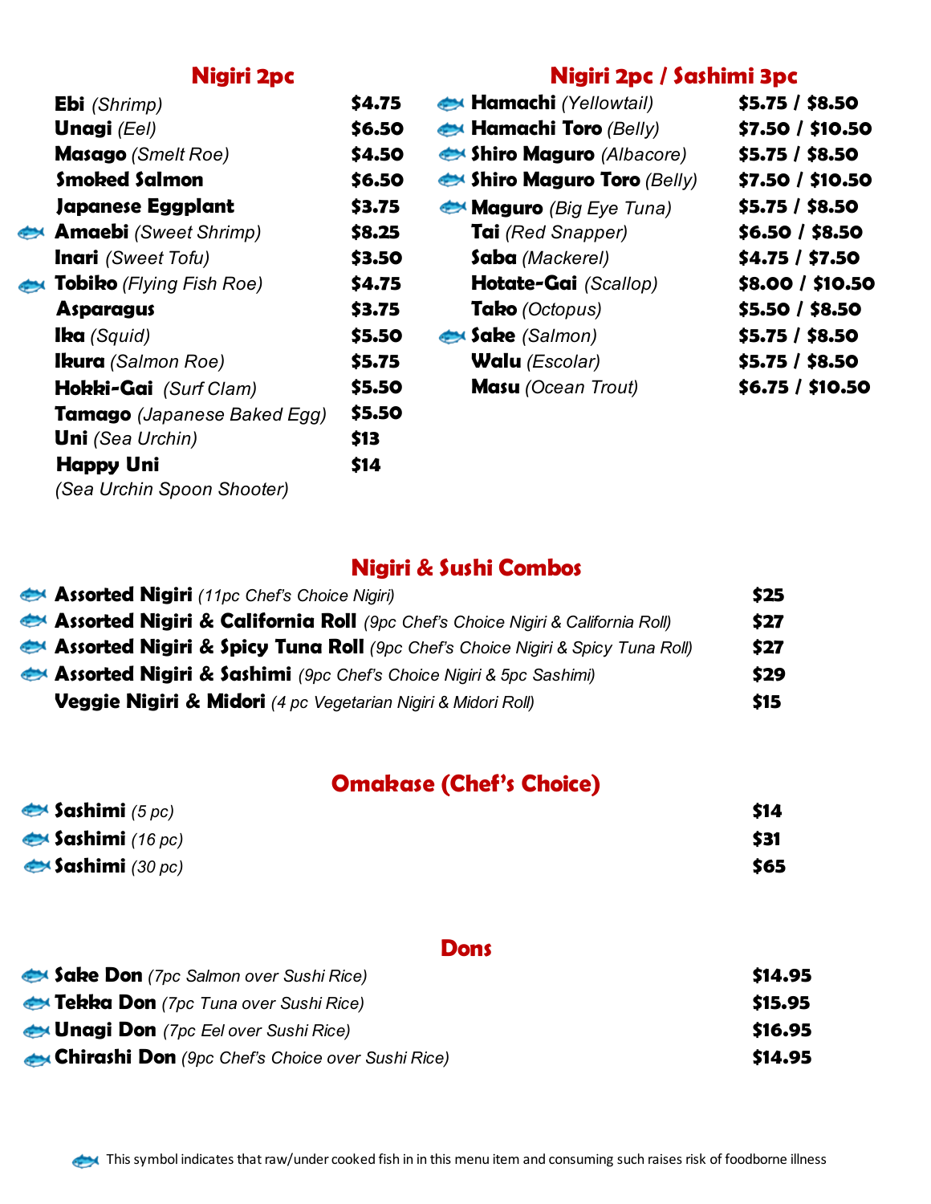## Nigiri 2pc

| Item | Price |
| --- | --- |
| **Ebi** *(Shrimp)* | $4.75 |
| **Unagi** *(Eel)* | $6.50 |
| **Masago** *(Smelt Roe)* | $4.50 |
| **Smoked Salmon** | $6.50 |
| **Japanese Eggplant** | $3.75 |
| 🐟 **Amaebi** *(Sweet Shrimp)* | $8.25 |
| **Inari** *(Sweet Tofu)* | $3.50 |
| 🐟 **Tobiko** *(Flying Fish Roe)* | $4.75 |
| **Asparagus** | $3.75 |
| **Ika** *(Squid)* | $5.50 |
| **Ikura** *(Salmon Roe)* | $5.75 |
| **Hokki-Gai** *(Surf Clam)* | $5.50 |
| **Tamago** *(Japanese Baked Egg)* | $5.50 |
| **Uni** *(Sea Urchin)* | $13 |
| **Happy Uni** *(Sea Urchin Spoon Shooter)* | $14 |

## Nigiri 2pc / Sashimi 3pc

| Item | Price |
| --- | --- |
| 🐟 **Hamachi** *(Yellowtail)* | $5.75 / $8.50 |
| 🐟 **Hamachi Toro** *(Belly)* | $7.50 / $10.50 |
| 🐟 **Shiro Maguro** *(Albacore)* | $5.75 / $8.50 |
| 🐟 **Shiro Maguro Toro** *(Belly)* | $7.50 / $10.50 |
| 🐟 **Maguro** *(Big Eye Tuna)* | $5.75 / $8.50 |
| **Tai** *(Red Snapper)* | $6.50 / $8.50 |
| **Saba** *(Mackerel)* | $4.75 / $7.50 |
| **Hotate-Gai** *(Scallop)* | $8.00 / $10.50 |
| **Tako** *(Octopus)* | $5.50 / $8.50 |
| 🐟 **Sake** *(Salmon)* | $5.75 / $8.50 |
| **Walu** *(Escolar)* | $5.75 / $8.50 |
| **Masu** *(Ocean Trout)* | $6.75 / $10.50 |

## Nigiri & Sushi Combos

| Item | Price |
| --- | --- |
| 🐟 **Assorted Nigiri** *(11pc Chef's Choice Nigiri)* | $25 |
| 🐟 **Assorted Nigiri & California Roll** *(9pc Chef's Choice Nigiri & California Roll)* | $27 |
| 🐟 **Assorted Nigiri & Spicy Tuna Roll** *(9pc Chef's Choice Nigiri & Spicy Tuna Roll)* | $27 |
| 🐟 **Assorted Nigiri & Sashimi** *(9pc Chef's Choice Nigiri & 5pc Sashimi)* | $29 |
| **Veggie Nigiri & Midori** *(4 pc Vegetarian Nigiri & Midori Roll)* | $15 |

## Omakase (Chef's Choice)

| Item | Price |
| --- | --- |
| 🐟 **Sashimi** *(5 pc)* | $14 |
| 🐟 **Sashimi** *(16 pc)* | $31 |
| 🐟 **Sashimi** *(30 pc)* | $65 |

## Dons

| Item | Price |
| --- | --- |
| 🐟 **Sake Don** *(7pc Salmon over Sushi Rice)* | $14.95 |
| 🐟 **Tekka Don** *(7pc Tuna over Sushi Rice)* | $15.95 |
| 🐟 **Unagi Don** *(7pc Eel over Sushi Rice)* | $16.95 |
| 🐟 **Chirashi Don** *(9pc Chef's Choice over Sushi Rice)* | $14.95 |

🐟 This symbol indicates that raw/under cooked fish in in this menu item and consuming such raises risk of foodborne illness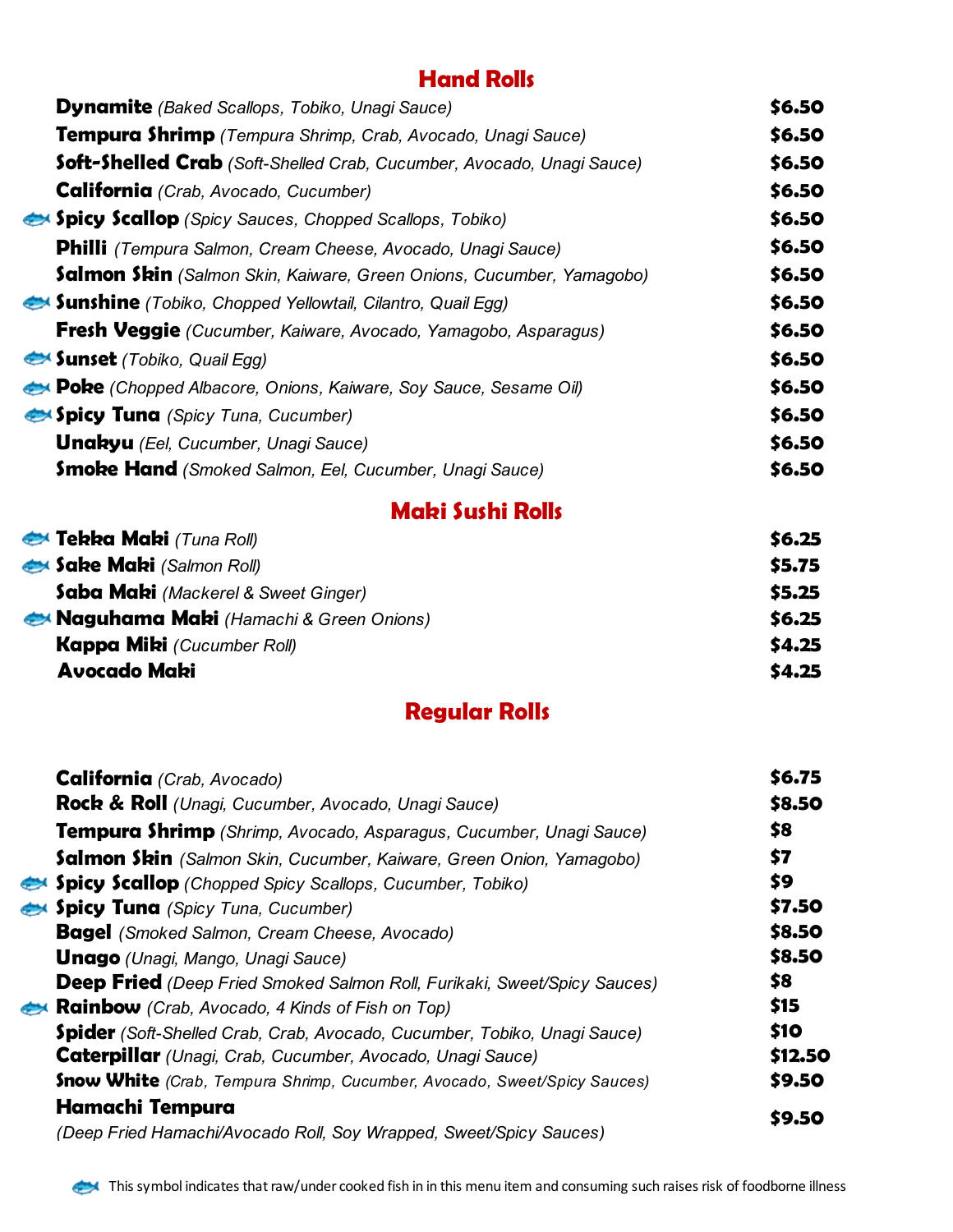## Hand Rolls

| Item | Price |
|---|---|
| **Dynamite** *(Baked Scallops, Tobiko, Unagi Sauce)* | **$6.50** |
| **Tempura Shrimp** *(Tempura Shrimp, Crab, Avocado, Unagi Sauce)* | **$6.50** |
| **Soft-Shelled Crab** *(Soft-Shelled Crab, Cucumber, Avocado, Unagi Sauce)* | **$6.50** |
| **California** *(Crab, Avocado, Cucumber)* | **$6.50** |
| 🐟 **Spicy Scallop** *(Spicy Sauces, Chopped Scallops, Tobiko)* | **$6.50** |
| **Philli** *(Tempura Salmon, Cream Cheese, Avocado, Unagi Sauce)* | **$6.50** |
| **Salmon Skin** *(Salmon Skin, Kaiware, Green Onions, Cucumber, Yamagobo)* | **$6.50** |
| 🐟 **Sunshine** *(Tobiko, Chopped Yellowtail, Cilantro, Quail Egg)* | **$6.50** |
| **Fresh Veggie** *(Cucumber, Kaiware, Avocado, Yamagobo, Asparagus)* | **$6.50** |
| 🐟 **Sunset** *(Tobiko, Quail Egg)* | **$6.50** |
| 🐟 **Poke** *(Chopped Albacore, Onions, Kaiware, Soy Sauce, Sesame Oil)* | **$6.50** |
| 🐟 **Spicy Tuna** *(Spicy Tuna, Cucumber)* | **$6.50** |
| **Unakyu** *(Eel, Cucumber, Unagi Sauce)* | **$6.50** |
| **Smoke Hand** *(Smoked Salmon, Eel, Cucumber, Unagi Sauce)* | **$6.50** |

## Maki Sushi Rolls

| Item | Price |
|---|---|
| 🐟 **Tekka Maki** *(Tuna Roll)* | **$6.25** |
| 🐟 **Sake Maki** *(Salmon Roll)* | **$5.75** |
| **Saba Maki** *(Mackerel & Sweet Ginger)* | **$5.25** |
| 🐟 **Naguhama Maki** *(Hamachi & Green Onions)* | **$6.25** |
| **Kappa Miki** *(Cucumber Roll)* | **$4.25** |
| **Avocado Maki** | **$4.25** |

## Regular Rolls

| Item | Price |
|---|---|
| **California** *(Crab, Avocado)* | **$6.75** |
| **Rock & Roll** *(Unagi, Cucumber, Avocado, Unagi Sauce)* | **$8.50** |
| **Tempura Shrimp** *(Shrimp, Avocado, Asparagus, Cucumber, Unagi Sauce)* | **$8** |
| **Salmon Skin** *(Salmon Skin, Cucumber, Kaiware, Green Onion, Yamagobo)* | **$7** |
| 🐟 **Spicy Scallop** *(Chopped Spicy Scallops, Cucumber, Tobiko)* | **$9** |
| 🐟 **Spicy Tuna** *(Spicy Tuna, Cucumber)* | **$7.50** |
| **Bagel** *(Smoked Salmon, Cream Cheese, Avocado)* | **$8.50** |
| **Unago** *(Unagi, Mango, Unagi Sauce)* | **$8.50** |
| **Deep Fried** *(Deep Fried Smoked Salmon Roll, Furikaki, Sweet/Spicy Sauces)* | **$8** |
| 🐟 **Rainbow** *(Crab, Avocado, 4 Kinds of Fish on Top)* | **$15** |
| **Spider** *(Soft-Shelled Crab, Crab, Avocado, Cucumber, Tobiko, Unagi Sauce)* | **$10** |
| **Caterpillar** *(Unagi, Crab, Cucumber, Avocado, Unagi Sauce)* | **$12.50** |
| **Snow White** *(Crab, Tempura Shrimp, Cucumber, Avocado, Sweet/Spicy Sauces)* | **$9.50** |
| **Hamachi Tempura** *(Deep Fried Hamachi/Avocado Roll, Soy Wrapped, Sweet/Spicy Sauces)* | **$9.50** |

🐟 This symbol indicates that raw/under cooked fish in in this menu item and consuming such raises risk of foodborne illness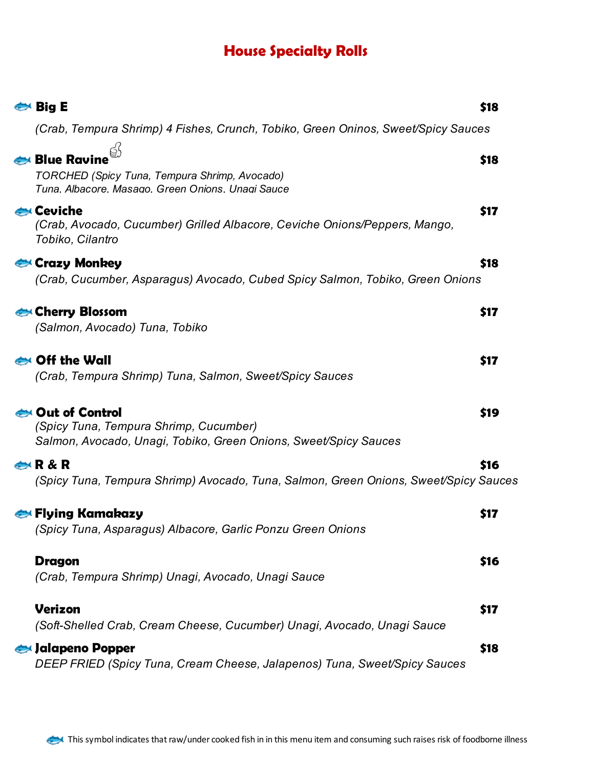# House Specialty Rolls

🐟 **Big E** **$18**

*(Crab, Tempura Shrimp) 4 Fishes, Crunch, Tobiko, Green Oninos, Sweet/Spicy Sauces*

🐟 **Blue Ravine** 👍 **$18**

*TORCHED (Spicy Tuna, Tempura Shrimp, Avocado)*
*Tuna, Albacore, Masago, Green Onions, Unagi Sauce*

🐟 **Ceviche** **$17**

*(Crab, Avocado, Cucumber) Grilled Albacore, Ceviche Onions/Peppers, Mango, Tobiko, Cilantro*

🐟 **Crazy Monkey** **$18**

*(Crab, Cucumber, Asparagus) Avocado, Cubed Spicy Salmon, Tobiko, Green Onions*

🐟 **Cherry Blossom** **$17**

*(Salmon, Avocado) Tuna, Tobiko*

🐟 **Off the Wall** **$17**

*(Crab, Tempura Shrimp) Tuna, Salmon, Sweet/Spicy Sauces*

🐟 **Out of Control** **$19**

*(Spicy Tuna, Tempura Shrimp, Cucumber)*
*Salmon, Avocado, Unagi, Tobiko, Green Onions, Sweet/Spicy Sauces*

🐟 **R & R** **$16**

*(Spicy Tuna, Tempura Shrimp) Avocado, Tuna, Salmon, Green Onions, Sweet/Spicy Sauces*

🐟 **Flying Kamakazy** **$17**

*(Spicy Tuna, Asparagus) Albacore, Garlic Ponzu Green Onions*

**Dragon** **$16**

*(Crab, Tempura Shrimp) Unagi, Avocado, Unagi Sauce*

**Verizon** **$17**

*(Soft-Shelled Crab, Cream Cheese, Cucumber) Unagi, Avocado, Unagi Sauce*

🐟 **Jalapeno Popper** **$18**

*DEEP FRIED (Spicy Tuna, Cream Cheese, Jalapenos) Tuna, Sweet/Spicy Sauces*

🐟 This symbol indicates that raw/under cooked fish in in this menu item and consuming such raises risk of foodborne illness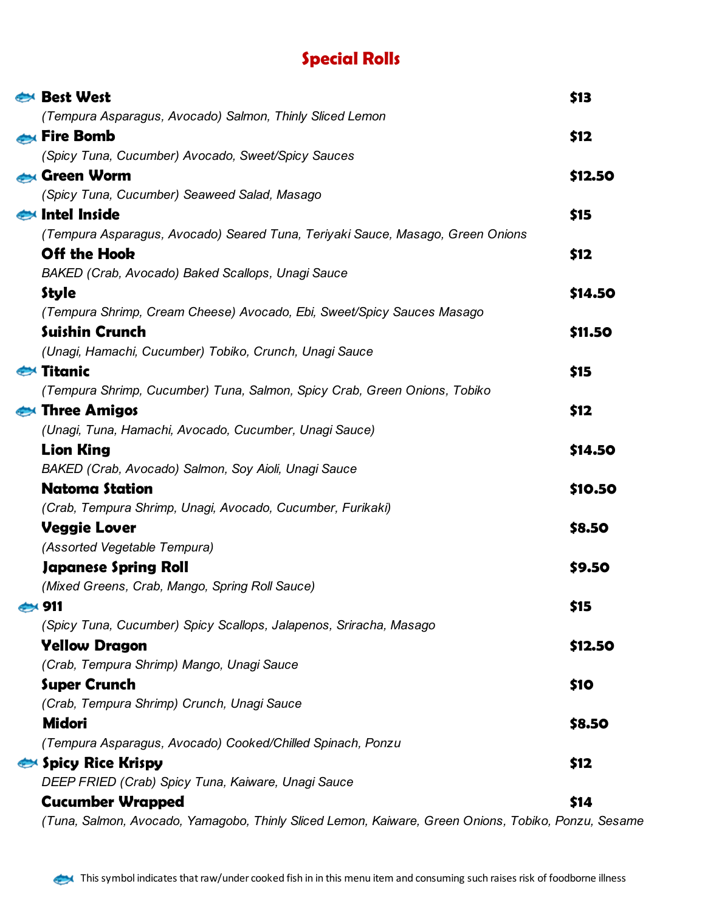## Special Rolls

🐟 **Best West** — **$13**
*(Tempura Asparagus, Avocado) Salmon, Thinly Sliced Lemon*

🐟 **Fire Bomb** — **$12**
*(Spicy Tuna, Cucumber) Avocado, Sweet/Spicy Sauces*

🐟 **Green Worm** — **$12.50**
*(Spicy Tuna, Cucumber) Seaweed Salad, Masago*

🐟 **Intel Inside** — **$15**
*(Tempura Asparagus, Avocado) Seared Tuna, Teriyaki Sauce, Masago, Green Onions*

**Off the Hook** — **$12**
*BAKED (Crab, Avocado) Baked Scallops, Unagi Sauce*

**Style** — **$14.50**
*(Tempura Shrimp, Cream Cheese) Avocado, Ebi, Sweet/Spicy Sauces Masago*

**Suishin Crunch** — **$11.50**
*(Unagi, Hamachi, Cucumber) Tobiko, Crunch, Unagi Sauce*

🐟 **Titanic** — **$15**
*(Tempura Shrimp, Cucumber) Tuna, Salmon, Spicy Crab, Green Onions, Tobiko*

🐟 **Three Amigos** — **$12**
*(Unagi, Tuna, Hamachi, Avocado, Cucumber, Unagi Sauce)*

**Lion King** — **$14.50**
*BAKED (Crab, Avocado) Salmon, Soy Aioli, Unagi Sauce*

**Natoma Station** — **$10.50**
*(Crab, Tempura Shrimp, Unagi, Avocado, Cucumber, Furikaki)*

**Veggie Lover** — **$8.50**
*(Assorted Vegetable Tempura)*

**Japanese Spring Roll** — **$9.50**
*(Mixed Greens, Crab, Mango, Spring Roll Sauce)*

🐟 **911** — **$15**
*(Spicy Tuna, Cucumber) Spicy Scallops, Jalapenos, Sriracha, Masago*

**Yellow Dragon** — **$12.50**
*(Crab, Tempura Shrimp) Mango, Unagi Sauce*

**Super Crunch** — **$10**
*(Crab, Tempura Shrimp) Crunch, Unagi Sauce*

**Midori** — **$8.50**
*(Tempura Asparagus, Avocado) Cooked/Chilled Spinach, Ponzu*

🐟 **Spicy Rice Krispy** — **$12**
*DEEP FRIED (Crab) Spicy Tuna, Kaiware, Unagi Sauce*

**Cucumber Wrapped** — **$14**
*(Tuna, Salmon, Avocado, Yamagobo, Thinly Sliced Lemon, Kaiware, Green Onions, Tobiko, Ponzu, Sesame*

🐟 This symbol indicates that raw/under cooked fish in in this menu item and consuming such raises risk of foodborne illness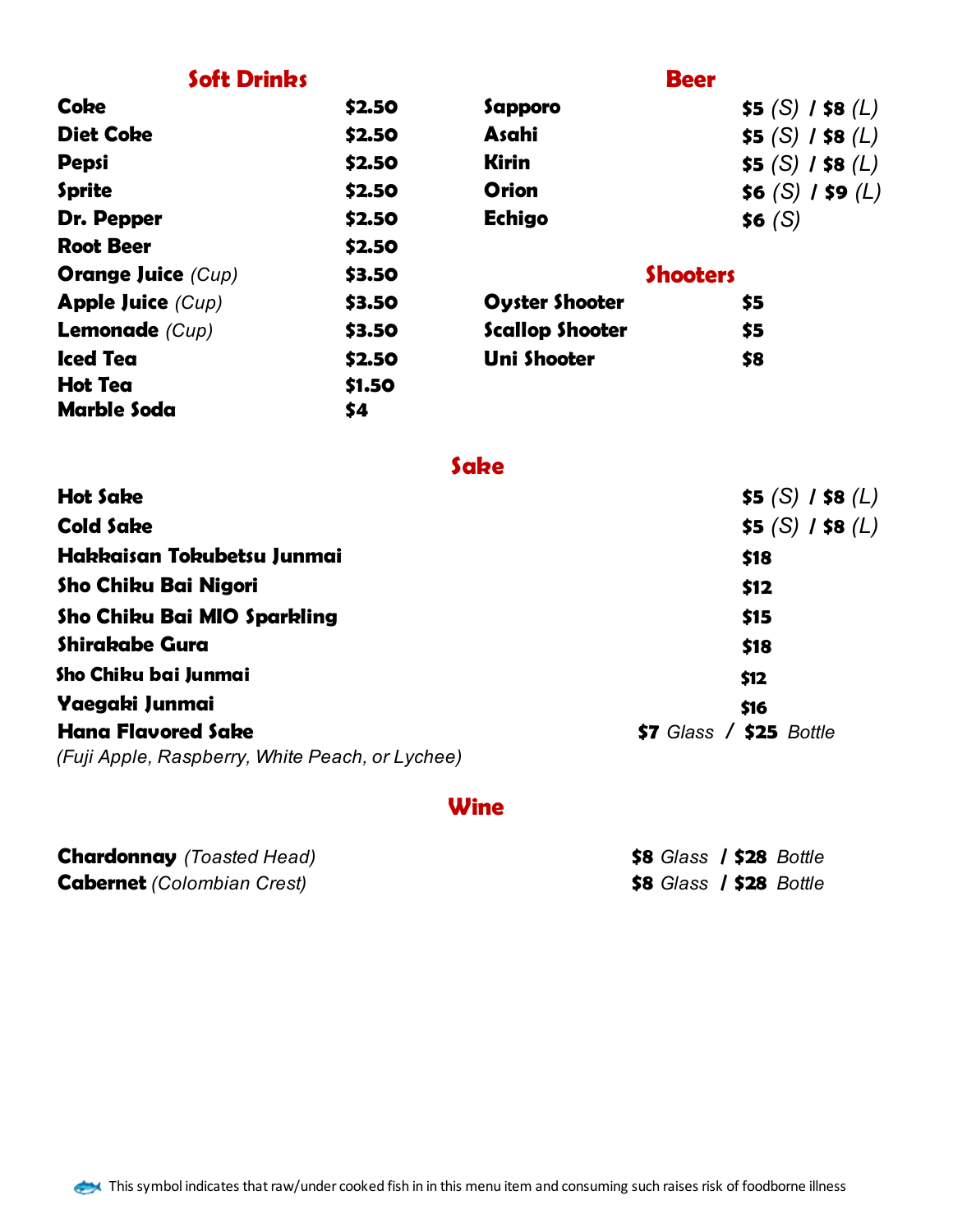## Soft Drinks

| | |
|---|---|
| **Coke** | **$2.50** |
| **Diet Coke** | **$2.50** |
| **Pepsi** | **$2.50** |
| **Sprite** | **$2.50** |
| **Dr. Pepper** | **$2.50** |
| **Root Beer** | **$2.50** |
| **Orange Juice** *(Cup)* | **$3.50** |
| **Apple Juice** *(Cup)* | **$3.50** |
| **Lemonade** *(Cup)* | **$3.50** |
| **Iced Tea** | **$2.50** |
| **Hot Tea** | **$1.50** |
| **Marble Soda** | **$4** |

## Beer

| | |
|---|---|
| **Sapporo** | **$5** *(S)* / **$8** *(L)* |
| **Asahi** | **$5** *(S)* / **$8** *(L)* |
| **Kirin** | **$5** *(S)* / **$8** *(L)* |
| **Orion** | **$6** *(S)* / **$9** *(L)* |
| **Echigo** | **$6** *(S)* |

## Shooters

| | |
|---|---|
| **Oyster Shooter** | **$5** |
| **Scallop Shooter** | **$5** |
| **Uni Shooter** | **$8** |

## Sake

| | |
|---|---|
| **Hot Sake** | **$5** *(S)* / **$8** *(L)* |
| **Cold Sake** | **$5** *(S)* / **$8** *(L)* |
| **Hakkaisan Tokubetsu Junmai** | **$18** |
| **Sho Chiku Bai Nigori** | **$12** |
| **Sho Chiku Bai MIO Sparkling** | **$15** |
| **Shirakabe Gura** | **$18** |
| **Sho Chiku bai Junmai** | **$12** |
| **Yaegaki Junmai** | **$16** |
| **Hana Flavored Sake** *(Fuji Apple, Raspberry, White Peach, or Lychee)* | **$7** *Glass* / **$25** *Bottle* |

## Wine

| | |
|---|---|
| **Chardonnay** *(Toasted Head)* | **$8** *Glass* / **$28** *Bottle* |
| **Cabernet** *(Colombian Crest)* | **$8** *Glass* / **$28** *Bottle* |

This symbol indicates that raw/under cooked fish in in this menu item and consuming such raises risk of foodborne illness